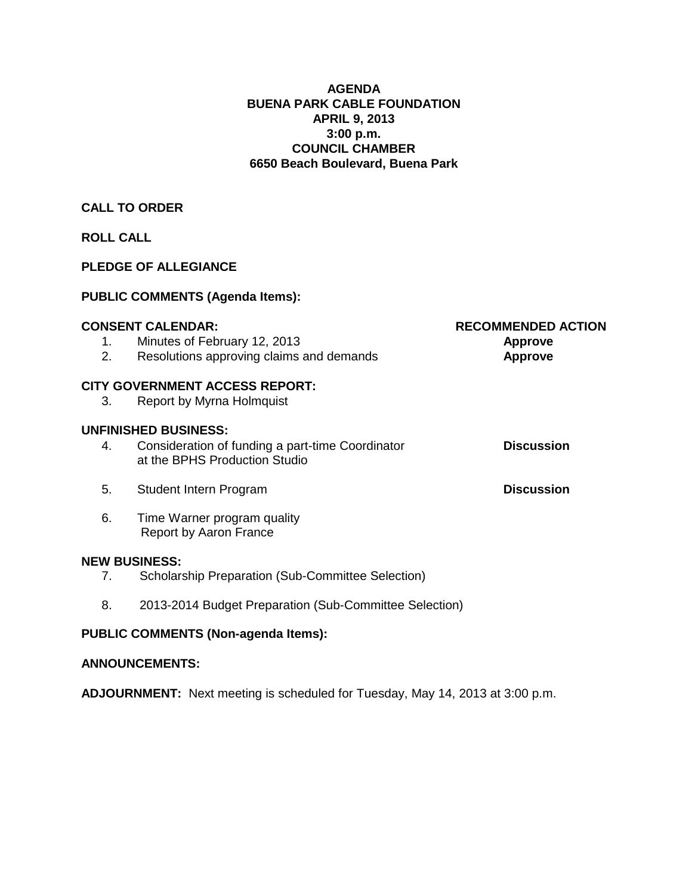**AGENDA**
**BUENA PARK CABLE FOUNDATION**
**APRIL 9, 2013**
**3:00 p.m.**
**COUNCIL CHAMBER**
**6650 Beach Boulevard, Buena Park**

**CALL TO ORDER**

**ROLL CALL**

**PLEDGE OF ALLEGIANCE**

**PUBLIC COMMENTS (Agenda Items):**

| **CONSENT CALENDAR:** | **RECOMMENDED ACTION** |
|---|---|
| 1. Minutes of February 12, 2013 | **Approve** |
| 2. Resolutions approving claims and demands | **Approve** |

**CITY GOVERNMENT ACCESS REPORT:**

3. Report by Myrna Holmquist

**UNFINISHED BUSINESS:**

| | |
|---|---|
| 4. Consideration of funding a part-time Coordinator at the BPHS Production Studio | **Discussion** |
| 5. Student Intern Program | **Discussion** |
| 6. Time Warner program quality Report by Aaron France | |

**NEW BUSINESS:**

7. Scholarship Preparation (Sub-Committee Selection)

8. 2013-2014 Budget Preparation (Sub-Committee Selection)

**PUBLIC COMMENTS (Non-agenda Items):**

**ANNOUNCEMENTS:**

**ADJOURNMENT:** Next meeting is scheduled for Tuesday, May 14, 2013 at 3:00 p.m.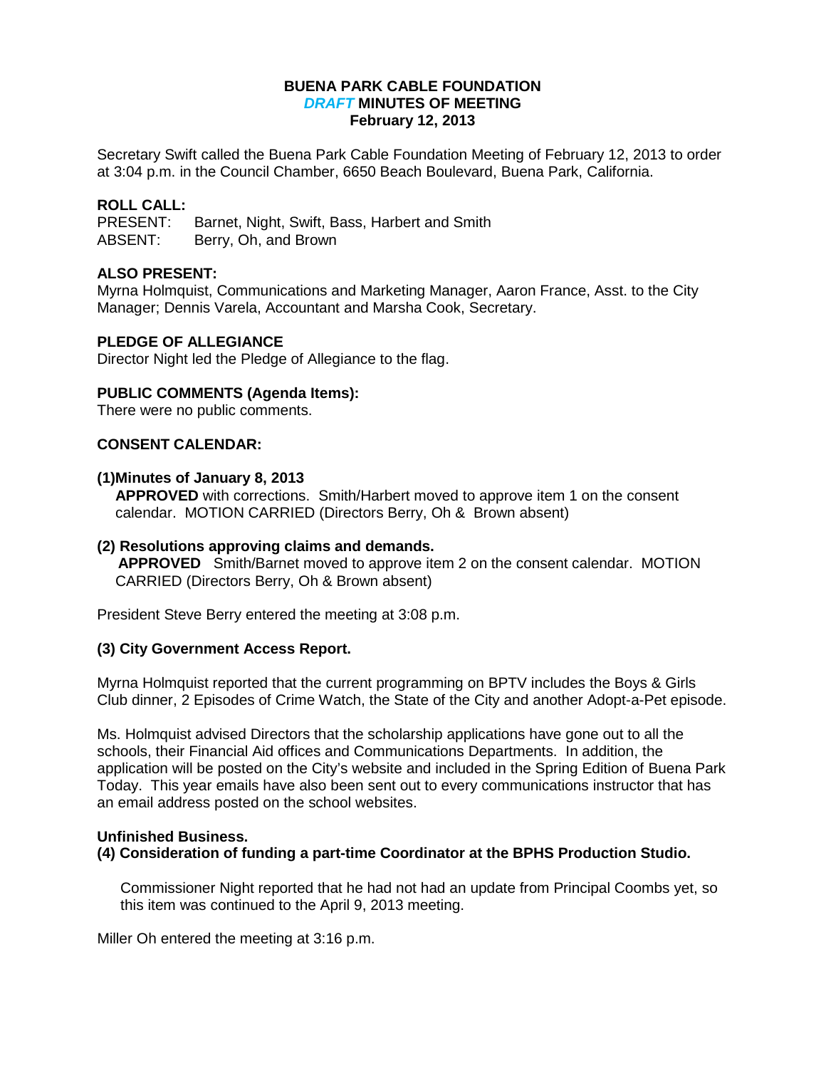**BUENA PARK CABLE FOUNDATION**
***DRAFT* MINUTES OF MEETING**
**February 12, 2013**

Secretary Swift called the Buena Park Cable Foundation Meeting of February 12, 2013 to order at 3:04 p.m. in the Council Chamber, 6650 Beach Boulevard, Buena Park, California.

**ROLL CALL:**
PRESENT: Barnet, Night, Swift, Bass, Harbert and Smith
ABSENT: Berry, Oh, and Brown

**ALSO PRESENT:**
Myrna Holmquist, Communications and Marketing Manager, Aaron France, Asst. to the City Manager; Dennis Varela, Accountant and Marsha Cook, Secretary.

**PLEDGE OF ALLEGIANCE**
Director Night led the Pledge of Allegiance to the flag.

**PUBLIC COMMENTS (Agenda Items):**
There were no public comments.

**CONSENT CALENDAR:**

**(1)Minutes of January 8, 2013**
**APPROVED** with corrections. Smith/Harbert moved to approve item 1 on the consent calendar. MOTION CARRIED (Directors Berry, Oh & Brown absent)

**(2) Resolutions approving claims and demands.**
**APPROVED** Smith/Barnet moved to approve item 2 on the consent calendar. MOTION CARRIED (Directors Berry, Oh & Brown absent)

President Steve Berry entered the meeting at 3:08 p.m.

**(3) City Government Access Report.**

Myrna Holmquist reported that the current programming on BPTV includes the Boys & Girls Club dinner, 2 Episodes of Crime Watch, the State of the City and another Adopt-a-Pet episode.

Ms. Holmquist advised Directors that the scholarship applications have gone out to all the schools, their Financial Aid offices and Communications Departments. In addition, the application will be posted on the City's website and included in the Spring Edition of Buena Park Today. This year emails have also been sent out to every communications instructor that has an email address posted on the school websites.

**Unfinished Business.**
**(4) Consideration of funding a part-time Coordinator at the BPHS Production Studio.**

Commissioner Night reported that he had not had an update from Principal Coombs yet, so this item was continued to the April 9, 2013 meeting.

Miller Oh entered the meeting at 3:16 p.m.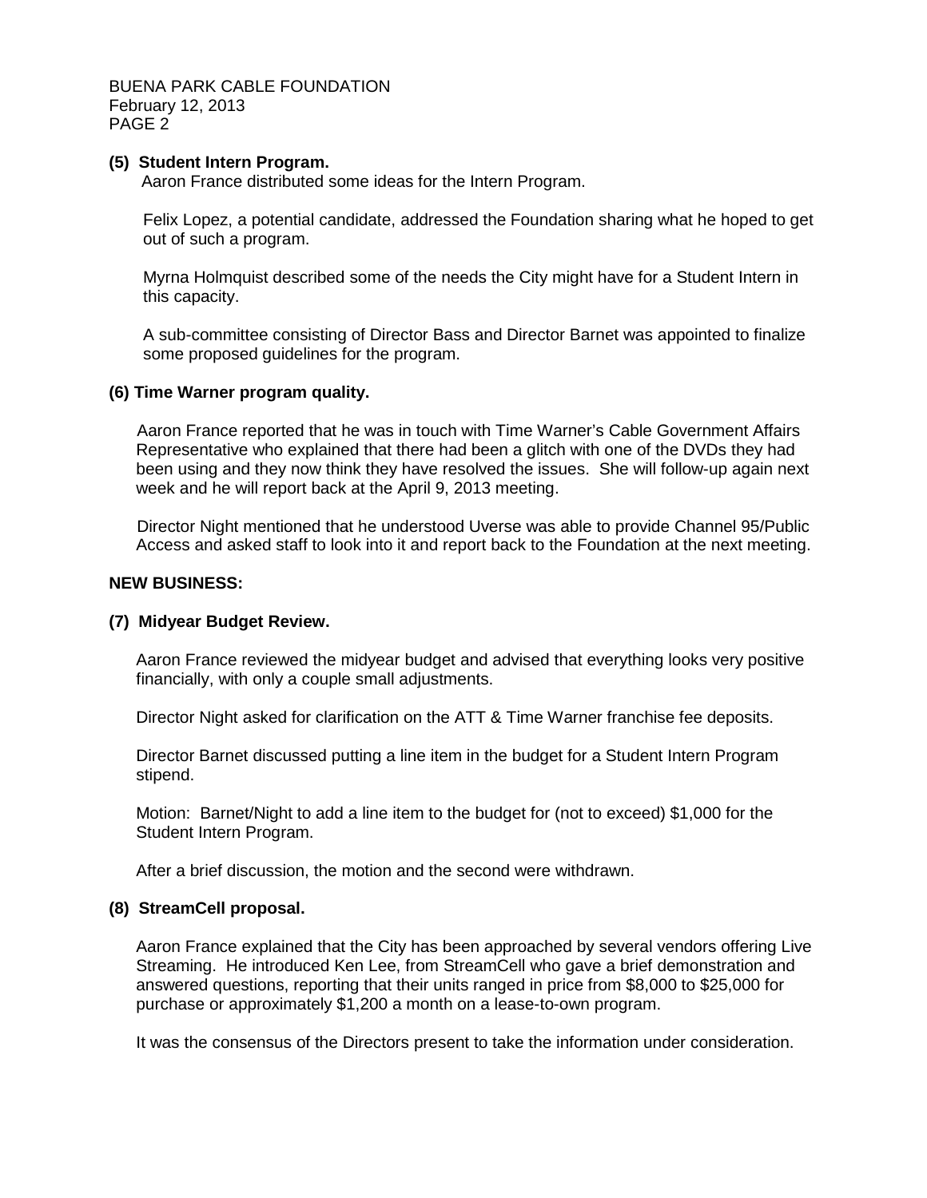**(5) Student Intern Program.**

Aaron France distributed some ideas for the Intern Program.

Felix Lopez, a potential candidate, addressed the Foundation sharing what he hoped to get out of such a program.

Myrna Holmquist described some of the needs the City might have for a Student Intern in this capacity.

A sub-committee consisting of Director Bass and Director Barnet was appointed to finalize some proposed guidelines for the program.

**(6) Time Warner program quality.**

Aaron France reported that he was in touch with Time Warner's Cable Government Affairs Representative who explained that there had been a glitch with one of the DVDs they had been using and they now think they have resolved the issues. She will follow-up again next week and he will report back at the April 9, 2013 meeting.

Director Night mentioned that he understood Uverse was able to provide Channel 95/Public Access and asked staff to look into it and report back to the Foundation at the next meeting.

**NEW BUSINESS:**

**(7) Midyear Budget Review.**

Aaron France reviewed the midyear budget and advised that everything looks very positive financially, with only a couple small adjustments.

Director Night asked for clarification on the ATT & Time Warner franchise fee deposits.

Director Barnet discussed putting a line item in the budget for a Student Intern Program stipend.

Motion: Barnet/Night to add a line item to the budget for (not to exceed) $1,000 for the Student Intern Program.

After a brief discussion, the motion and the second were withdrawn.

**(8) StreamCell proposal.**

Aaron France explained that the City has been approached by several vendors offering Live Streaming. He introduced Ken Lee, from StreamCell who gave a brief demonstration and answered questions, reporting that their units ranged in price from $8,000 to $25,000 for purchase or approximately $1,200 a month on a lease-to-own program.

It was the consensus of the Directors present to take the information under consideration.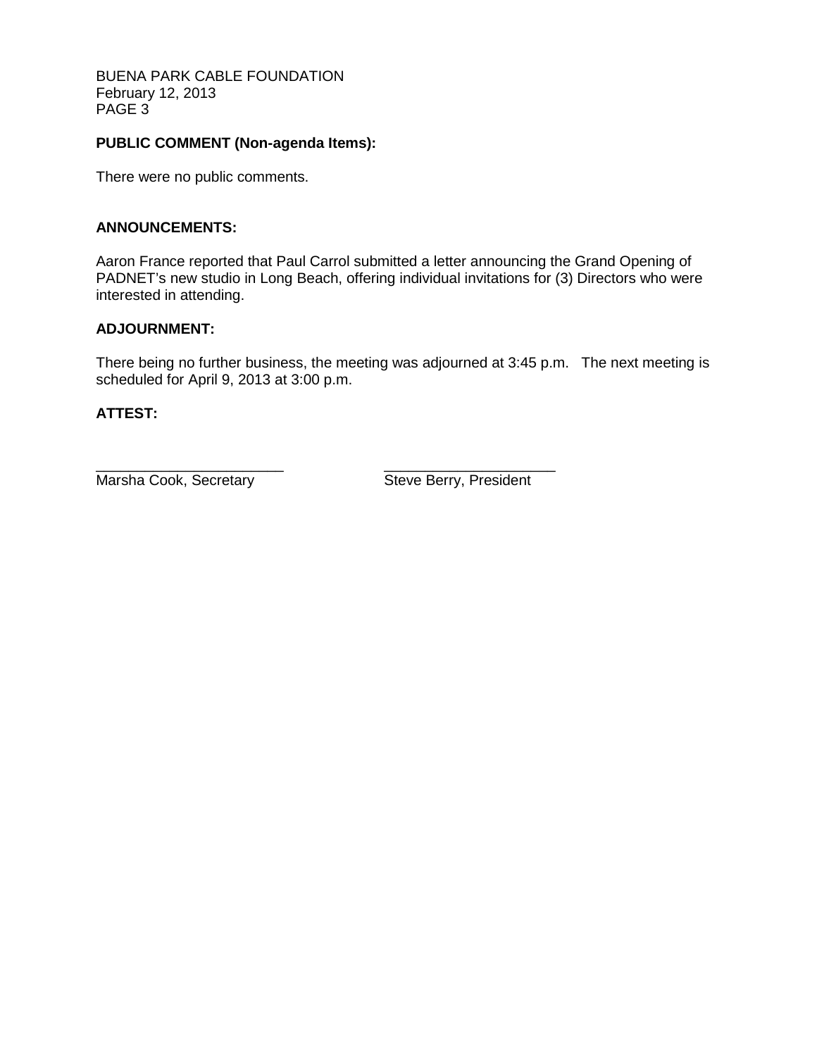**PUBLIC COMMENT (Non-agenda Items):**

There were no public comments.

**ANNOUNCEMENTS:**

Aaron France reported that Paul Carrol submitted a letter announcing the Grand Opening of PADNET's new studio in Long Beach, offering individual invitations for (3) Directors who were interested in attending.

**ADJOURNMENT:**

There being no further business, the meeting was adjourned at 3:45 p.m. The next meeting is scheduled for April 9, 2013 at 3:00 p.m.

**ATTEST:**

______________________ ______________________

Marsha Cook, Secretary Steve Berry, President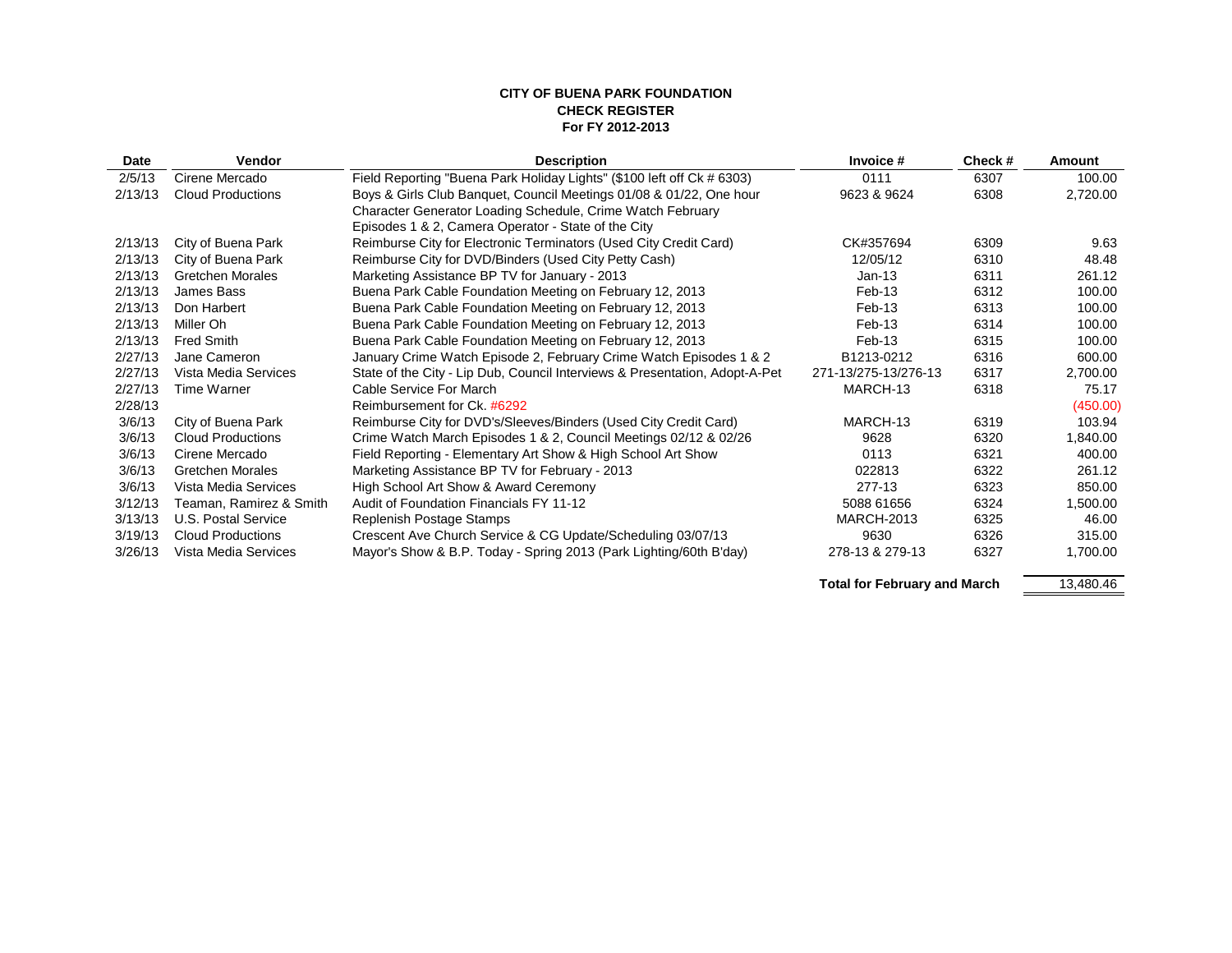**CITY OF BUENA PARK FOUNDATION**
**CHECK REGISTER**
**For FY 2012-2013**

| Date | Vendor | Description | Invoice # | Check # | Amount |
|---|---|---|---|---|---|
| 2/5/13 | Cirene Mercado | Field Reporting "Buena Park Holiday Lights" ($100 left off Ck # 6303) | 0111 | 6307 | 100.00 |
| 2/13/13 | Cloud Productions | Boys & Girls Club Banquet, Council Meetings 01/08 & 01/22, One hour Character Generator Loading Schedule, Crime Watch February Episodes 1 & 2, Camera Operator - State of the City | 9623 & 9624 | 6308 | 2,720.00 |
| 2/13/13 | City of Buena Park | Reimburse City for Electronic Terminators (Used City Credit Card) | CK#357694 | 6309 | 9.63 |
| 2/13/13 | City of Buena Park | Reimburse City for DVD/Binders (Used City Petty Cash) | 12/05/12 | 6310 | 48.48 |
| 2/13/13 | Gretchen Morales | Marketing Assistance BP TV for January - 2013 | Jan-13 | 6311 | 261.12 |
| 2/13/13 | James Bass | Buena Park Cable Foundation Meeting on February 12, 2013 | Feb-13 | 6312 | 100.00 |
| 2/13/13 | Don Harbert | Buena Park Cable Foundation Meeting on February 12, 2013 | Feb-13 | 6313 | 100.00 |
| 2/13/13 | Miller Oh | Buena Park Cable Foundation Meeting on February 12, 2013 | Feb-13 | 6314 | 100.00 |
| 2/13/13 | Fred Smith | Buena Park Cable Foundation Meeting on February 12, 2013 | Feb-13 | 6315 | 100.00 |
| 2/27/13 | Jane Cameron | January Crime Watch Episode 2, February Crime Watch Episodes 1 & 2 | B1213-0212 | 6316 | 600.00 |
| 2/27/13 | Vista Media Services | State of the City - Lip Dub, Council Interviews & Presentation, Adopt-A-Pet | 271-13/275-13/276-13 | 6317 | 2,700.00 |
| 2/27/13 | Time Warner | Cable Service For March | MARCH-13 | 6318 | 75.17 |
| 2/28/13 | | Reimbursement for Ck. #6292 | | | (450.00) |
| 3/6/13 | City of Buena Park | Reimburse City for DVD's/Sleeves/Binders (Used City Credit Card) | MARCH-13 | 6319 | 103.94 |
| 3/6/13 | Cloud Productions | Crime Watch March Episodes 1 & 2, Council Meetings 02/12 & 02/26 | 9628 | 6320 | 1,840.00 |
| 3/6/13 | Cirene Mercado | Field Reporting - Elementary Art Show & High School Art Show | 0113 | 6321 | 400.00 |
| 3/6/13 | Gretchen Morales | Marketing Assistance BP TV for February - 2013 | 022813 | 6322 | 261.12 |
| 3/6/13 | Vista Media Services | High School Art Show & Award Ceremony | 277-13 | 6323 | 850.00 |
| 3/12/13 | Teaman, Ramirez & Smith | Audit of Foundation Financials FY 11-12 | 5088 61656 | 6324 | 1,500.00 |
| 3/13/13 | U.S. Postal Service | Replenish Postage Stamps | MARCH-2013 | 6325 | 46.00 |
| 3/19/13 | Cloud Productions | Crescent Ave Church Service & CG Update/Scheduling 03/07/13 | 9630 | 6326 | 315.00 |
| 3/26/13 | Vista Media Services | Mayor's Show & B.P. Today - Spring 2013 (Park Lighting/60th B'day) | 278-13 & 279-13 | 6327 | 1,700.00 |
| | | | **Total for February and March** | | 13,480.46 |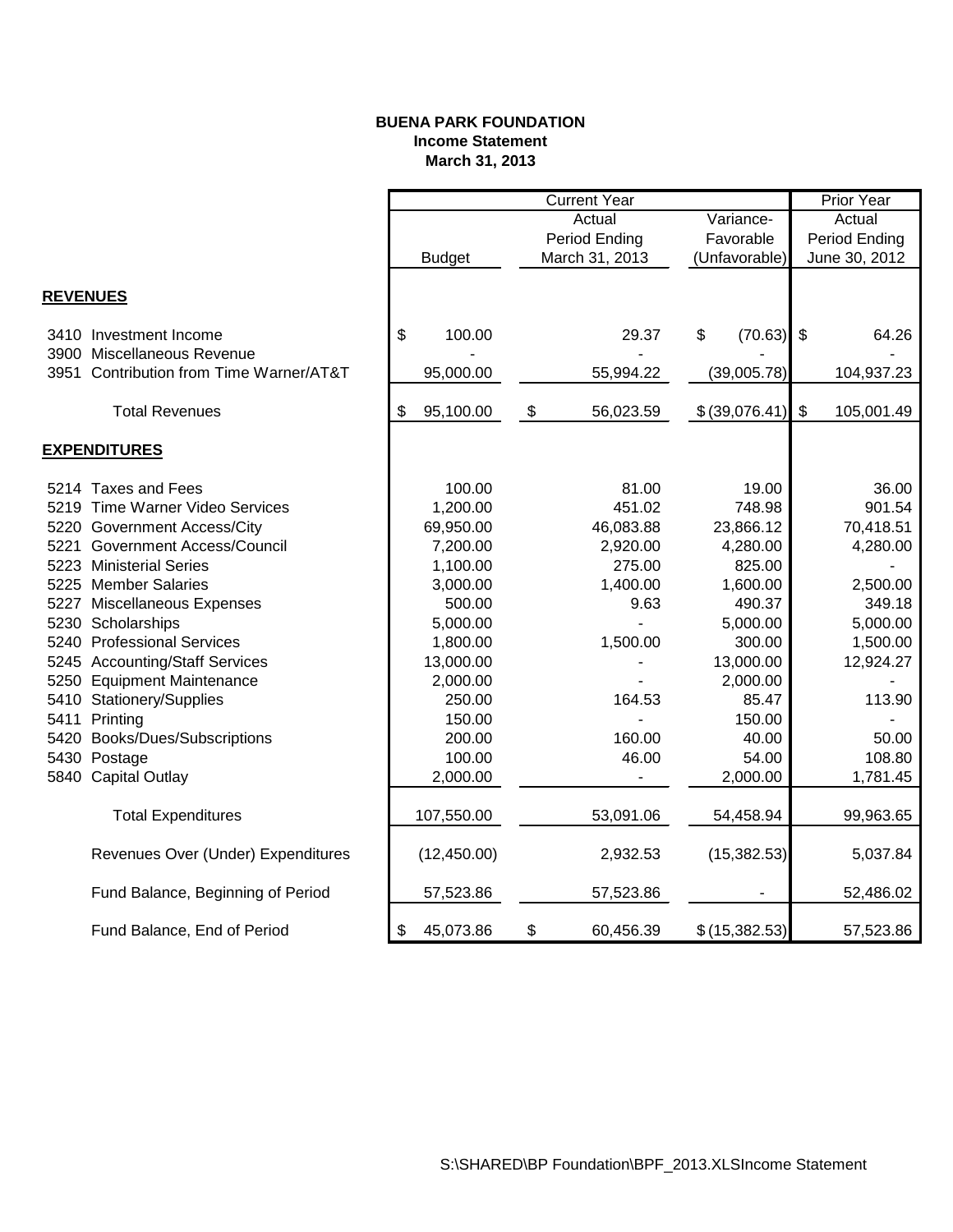**BUENA PARK FOUNDATION**
**Income Statement**
**March 31, 2013**

| | Current Year | | | Prior Year |
|---|---|---|---|---|
| | Budget | Actual Period Ending March 31, 2013 | Variance- Favorable (Unfavorable) | Actual Period Ending June 30, 2012 |
| **REVENUES** | | | | |
| 3410 Investment Income | $ 100.00 | 29.37 | $ (70.63) | $ 64.26 |
| 3900 Miscellaneous Revenue | - | - | - | - |
| 3951 Contribution from Time Warner/AT&T | 95,000.00 | 55,994.22 | (39,005.78) | 104,937.23 |
| Total Revenues | $ 95,100.00 | $ 56,023.59 | $ (39,076.41) | $ 105,001.49 |
| **EXPENDITURES** | | | | |
| 5214 Taxes and Fees | 100.00 | 81.00 | 19.00 | 36.00 |
| 5219 Time Warner Video Services | 1,200.00 | 451.02 | 748.98 | 901.54 |
| 5220 Government Access/City | 69,950.00 | 46,083.88 | 23,866.12 | 70,418.51 |
| 5221 Government Access/Council | 7,200.00 | 2,920.00 | 4,280.00 | 4,280.00 |
| 5223 Ministerial Series | 1,100.00 | 275.00 | 825.00 | - |
| 5225 Member Salaries | 3,000.00 | 1,400.00 | 1,600.00 | 2,500.00 |
| 5227 Miscellaneous Expenses | 500.00 | 9.63 | 490.37 | 349.18 |
| 5230 Scholarships | 5,000.00 | - | 5,000.00 | 5,000.00 |
| 5240 Professional Services | 1,800.00 | 1,500.00 | 300.00 | 1,500.00 |
| 5245 Accounting/Staff Services | 13,000.00 | - | 13,000.00 | 12,924.27 |
| 5250 Equipment Maintenance | 2,000.00 | - | 2,000.00 | - |
| 5410 Stationery/Supplies | 250.00 | 164.53 | 85.47 | 113.90 |
| 5411 Printing | 150.00 | - | 150.00 | - |
| 5420 Books/Dues/Subscriptions | 200.00 | 160.00 | 40.00 | 50.00 |
| 5430 Postage | 100.00 | 46.00 | 54.00 | 108.80 |
| 5840 Capital Outlay | 2,000.00 | - | 2,000.00 | 1,781.45 |
| Total Expenditures | 107,550.00 | 53,091.06 | 54,458.94 | 99,963.65 |
| Revenues Over (Under) Expenditures | (12,450.00) | 2,932.53 | (15,382.53) | 5,037.84 |
| Fund Balance, Beginning of Period | 57,523.86 | 57,523.86 | - | 52,486.02 |
| Fund Balance, End of Period | $ 45,073.86 | $ 60,456.39 | $ (15,382.53) | 57,523.86 |

S:\SHARED\BP Foundation\BPF_2013.XLSIncome Statement